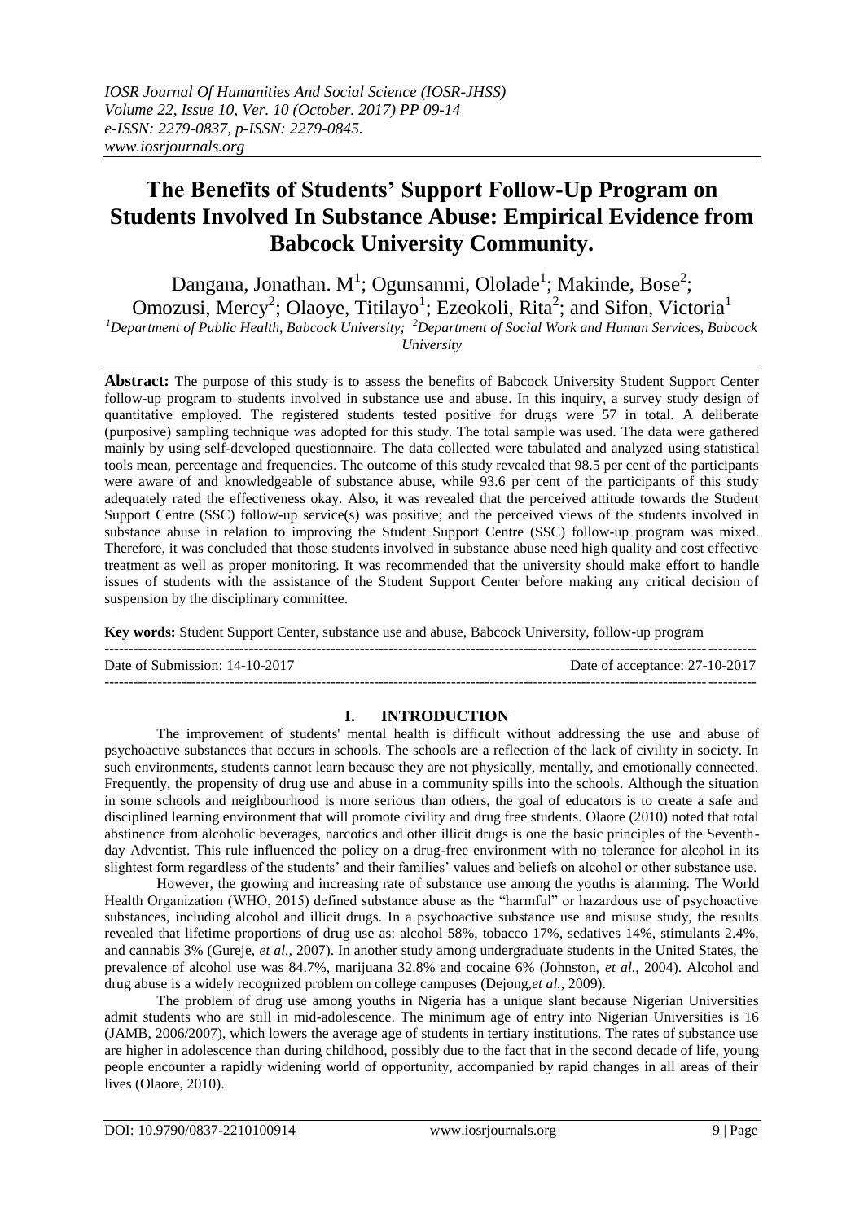*IOSR Journal Of Humanities And Social Science (IOSR-JHSS)*
*Volume 22, Issue 10, Ver. 10 (October. 2017) PP 09-14*
*e-ISSN: 2279-0837, p-ISSN: 2279-0845.*
*www.iosrjournals.org*

# The Benefits of Students' Support Follow-Up Program on Students Involved In Substance Abuse: Empirical Evidence from Babcock University Community.

Dangana, Jonathan. M[1]; Ogunsanmi, Ololade[1]; Makinde, Bose[2]; Omozusi, Mercy[2]; Olaoye, Titilayo[1]; Ezeokoli, Rita[2]; and Sifon, Victoria[1]

*[1]Department of Public Health, Babcock University; [2]Department of Social Work and Human Services, Babcock University*

**Abstract:** The purpose of this study is to assess the benefits of Babcock University Student Support Center follow-up program to students involved in substance use and abuse. In this inquiry, a survey study design of quantitative employed. The registered students tested positive for drugs were 57 in total. A deliberate (purposive) sampling technique was adopted for this study. The total sample was used. The data were gathered mainly by using self-developed questionnaire. The data collected were tabulated and analyzed using statistical tools mean, percentage and frequencies. The outcome of this study revealed that 98.5 per cent of the participants were aware of and knowledgeable of substance abuse, while 93.6 per cent of the participants of this study adequately rated the effectiveness okay. Also, it was revealed that the perceived attitude towards the Student Support Centre (SSC) follow-up service(s) was positive; and the perceived views of the students involved in substance abuse in relation to improving the Student Support Centre (SSC) follow-up program was mixed. Therefore, it was concluded that those students involved in substance abuse need high quality and cost effective treatment as well as proper monitoring. It was recommended that the university should make effort to handle issues of students with the assistance of the Student Support Center before making any critical decision of suspension by the disciplinary committee.

**Key words:** Student Support Center, substance use and abuse, Babcock University, follow-up program

Date of Submission: 14-10-2017 | Date of acceptance: 27-10-2017

## I. INTRODUCTION

The improvement of students' mental health is difficult without addressing the use and abuse of psychoactive substances that occurs in schools. The schools are a reflection of the lack of civility in society. In such environments, students cannot learn because they are not physically, mentally, and emotionally connected. Frequently, the propensity of drug use and abuse in a community spills into the schools. Although the situation in some schools and neighbourhood is more serious than others, the goal of educators is to create a safe and disciplined learning environment that will promote civility and drug free students. Olaore (2010) noted that total abstinence from alcoholic beverages, narcotics and other illicit drugs is one the basic principles of the Seventh-day Adventist. This rule influenced the policy on a drug-free environment with no tolerance for alcohol in its slightest form regardless of the students' and their families' values and beliefs on alcohol or other substance use.

However, the growing and increasing rate of substance use among the youths is alarming. The World Health Organization (WHO, 2015) defined substance abuse as the "harmful" or hazardous use of psychoactive substances, including alcohol and illicit drugs. In a psychoactive substance use and misuse study, the results revealed that lifetime proportions of drug use as: alcohol 58%, tobacco 17%, sedatives 14%, stimulants 2.4%, and cannabis 3% (Gureje, *et al.,* 2007). In another study among undergraduate students in the United States, the prevalence of alcohol use was 84.7%, marijuana 32.8% and cocaine 6% (Johnston, *et al.,* 2004). Alcohol and drug abuse is a widely recognized problem on college campuses (Dejong,*et al.,* 2009).

The problem of drug use among youths in Nigeria has a unique slant because Nigerian Universities admit students who are still in mid-adolescence. The minimum age of entry into Nigerian Universities is 16 (JAMB, 2006/2007), which lowers the average age of students in tertiary institutions. The rates of substance use are higher in adolescence than during childhood, possibly due to the fact that in the second decade of life, young people encounter a rapidly widening world of opportunity, accompanied by rapid changes in all areas of their lives (Olaore, 2010).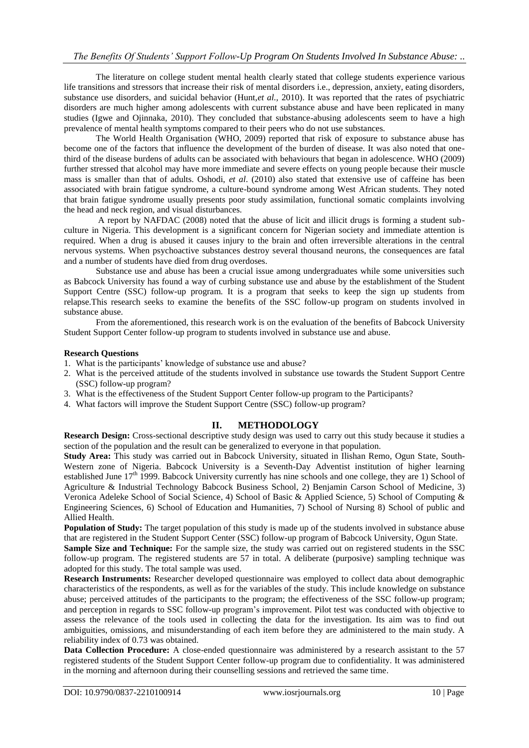The literature on college student mental health clearly stated that college students experience various life transitions and stressors that increase their risk of mental disorders i.e., depression, anxiety, eating disorders, substance use disorders, and suicidal behavior (Hunt,*et al.,* 2010). It was reported that the rates of psychiatric disorders are much higher among adolescents with current substance abuse and have been replicated in many studies (Igwe and Ojinnaka, 2010). They concluded that substance-abusing adolescents seem to have a high prevalence of mental health symptoms compared to their peers who do not use substances.

The World Health Organisation (WHO, 2009) reported that risk of exposure to substance abuse has become one of the factors that influence the development of the burden of disease. It was also noted that one-third of the disease burdens of adults can be associated with behaviours that began in adolescence. WHO (2009) further stressed that alcohol may have more immediate and severe effects on young people because their muscle mass is smaller than that of adults. Oshodi, *et al*. (2010) also stated that extensive use of caffeine has been associated with brain fatigue syndrome, a culture-bound syndrome among West African students. They noted that brain fatigue syndrome usually presents poor study assimilation, functional somatic complaints involving the head and neck region, and visual disturbances.

A report by NAFDAC (2008) noted that the abuse of licit and illicit drugs is forming a student sub-culture in Nigeria. This development is a significant concern for Nigerian society and immediate attention is required. When a drug is abused it causes injury to the brain and often irreversible alterations in the central nervous systems. When psychoactive substances destroy several thousand neurons, the consequences are fatal and a number of students have died from drug overdoses.

Substance use and abuse has been a crucial issue among undergraduates while some universities such as Babcock University has found a way of curbing substance use and abuse by the establishment of the Student Support Centre (SSC) follow-up program. It is a program that seeks to keep the sign up students from relapse.This research seeks to examine the benefits of the SSC follow-up program on students involved in substance abuse.

From the aforementioned, this research work is on the evaluation of the benefits of Babcock University Student Support Center follow-up program to students involved in substance use and abuse.

**Research Questions**

1. What is the participants' knowledge of substance use and abuse?
2. What is the perceived attitude of the students involved in substance use towards the Student Support Centre (SSC) follow-up program?
3. What is the effectiveness of the Student Support Center follow-up program to the Participants?
4. What factors will improve the Student Support Centre (SSC) follow-up program?

## II. METHODOLOGY

**Research Design:** Cross-sectional descriptive study design was used to carry out this study because it studies a section of the population and the result can be generalized to everyone in that population.

**Study Area:** This study was carried out in Babcock University, situated in Ilishan Remo, Ogun State, South-Western zone of Nigeria. Babcock University is a Seventh-Day Adventist institution of higher learning established June 17th 1999. Babcock University currently has nine schools and one college, they are 1) School of Agriculture & Industrial Technology Babcock Business School, 2) Benjamin Carson School of Medicine, 3) Veronica Adeleke School of Social Science, 4) School of Basic & Applied Science, 5) School of Computing & Engineering Sciences, 6) School of Education and Humanities, 7) School of Nursing 8) School of public and Allied Health.

**Population of Study:** The target population of this study is made up of the students involved in substance abuse that are registered in the Student Support Center (SSC) follow-up program of Babcock University, Ogun State.

**Sample Size and Technique:** For the sample size, the study was carried out on registered students in the SSC follow-up program. The registered students are 57 in total. A deliberate (purposive) sampling technique was adopted for this study. The total sample was used.

**Research Instruments:** Researcher developed questionnaire was employed to collect data about demographic characteristics of the respondents, as well as for the variables of the study. This include knowledge on substance abuse; perceived attitudes of the participants to the program; the effectiveness of the SSC follow-up program; and perception in regards to SSC follow-up program's improvement. Pilot test was conducted with objective to assess the relevance of the tools used in collecting the data for the investigation. Its aim was to find out ambiguities, omissions, and misunderstanding of each item before they are administered to the main study. A reliability index of 0.73 was obtained.

**Data Collection Procedure:** A close-ended questionnaire was administered by a research assistant to the 57 registered students of the Student Support Center follow-up program due to confidentiality. It was administered in the morning and afternoon during their counselling sessions and retrieved the same time.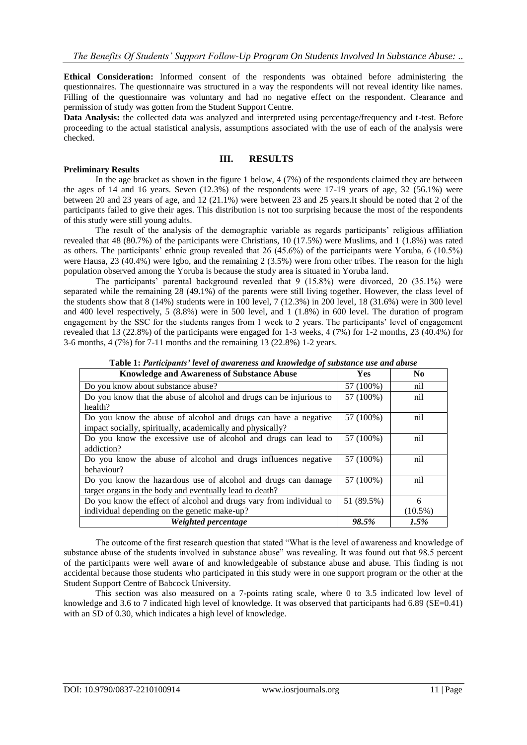**Ethical Consideration:** Informed consent of the respondents was obtained before administering the questionnaires. The questionnaire was structured in a way the respondents will not reveal identity like names. Filling of the questionnaire was voluntary and had no negative effect on the respondent. Clearance and permission of study was gotten from the Student Support Centre.

**Data Analysis:** the collected data was analyzed and interpreted using percentage/frequency and t-test. Before proceeding to the actual statistical analysis, assumptions associated with the use of each of the analysis were checked.

## III. RESULTS

**Preliminary Results**

In the age bracket as shown in the figure 1 below, 4 (7%) of the respondents claimed they are between the ages of 14 and 16 years. Seven (12.3%) of the respondents were 17-19 years of age, 32 (56.1%) were between 20 and 23 years of age, and 12 (21.1%) were between 23 and 25 years.It should be noted that 2 of the participants failed to give their ages. This distribution is not too surprising because the most of the respondents of this study were still young adults.

The result of the analysis of the demographic variable as regards participants' religious affiliation revealed that 48 (80.7%) of the participants were Christians, 10 (17.5%) were Muslims, and 1 (1.8%) was rated as others. The participants' ethnic group revealed that 26 (45.6%) of the participants were Yoruba, 6 (10.5%) were Hausa, 23 (40.4%) were Igbo, and the remaining 2 (3.5%) were from other tribes. The reason for the high population observed among the Yoruba is because the study area is situated in Yoruba land.

The participants' parental background revealed that 9 (15.8%) were divorced, 20 (35.1%) were separated while the remaining 28 (49.1%) of the parents were still living together. However, the class level of the students show that 8 (14%) students were in 100 level, 7 (12.3%) in 200 level, 18 (31.6%) were in 300 level and 400 level respectively, 5 (8.8%) were in 500 level, and 1 (1.8%) in 600 level. The duration of program engagement by the SSC for the students ranges from 1 week to 2 years. The participants' level of engagement revealed that 13 (22.8%) of the participants were engaged for 1-3 weeks, 4 (7%) for 1-2 months, 23 (40.4%) for 3-6 months, 4 (7%) for 7-11 months and the remaining 13 (22.8%) 1-2 years.

**Table 1:** ***Participants' level of awareness and knowledge of substance use and abuse***

| Knowledge and Awareness of Substance Abuse | Yes | No |
|---|---|---|
| Do you know about substance abuse? | 57 (100%) | nil |
| Do you know that the abuse of alcohol and drugs can be injurious to health? | 57 (100%) | nil |
| Do you know the abuse of alcohol and drugs can have a negative impact socially, spiritually, academically and physically? | 57 (100%) | nil |
| Do you know the excessive use of alcohol and drugs can lead to addiction? | 57 (100%) | nil |
| Do you know the abuse of alcohol and drugs influences negative behaviour? | 57 (100%) | nil |
| Do you know the hazardous use of alcohol and drugs can damage target organs in the body and eventually lead to death? | 57 (100%) | nil |
| Do you know the effect of alcohol and drugs vary from individual to individual depending on the genetic make-up? | 51 (89.5%) | 6 (10.5%) |
| ***Weighted percentage*** | ***98.5%*** | ***1.5%*** |

The outcome of the first research question that stated "What is the level of awareness and knowledge of substance abuse of the students involved in substance abuse" was revealing. It was found out that 98.5 percent of the participants were well aware of and knowledgeable of substance abuse and abuse. This finding is not accidental because those students who participated in this study were in one support program or the other at the Student Support Centre of Babcock University.

This section was also measured on a 7-points rating scale, where 0 to 3.5 indicated low level of knowledge and 3.6 to 7 indicated high level of knowledge. It was observed that participants had 6.89 (SE=0.41) with an SD of 0.30, which indicates a high level of knowledge.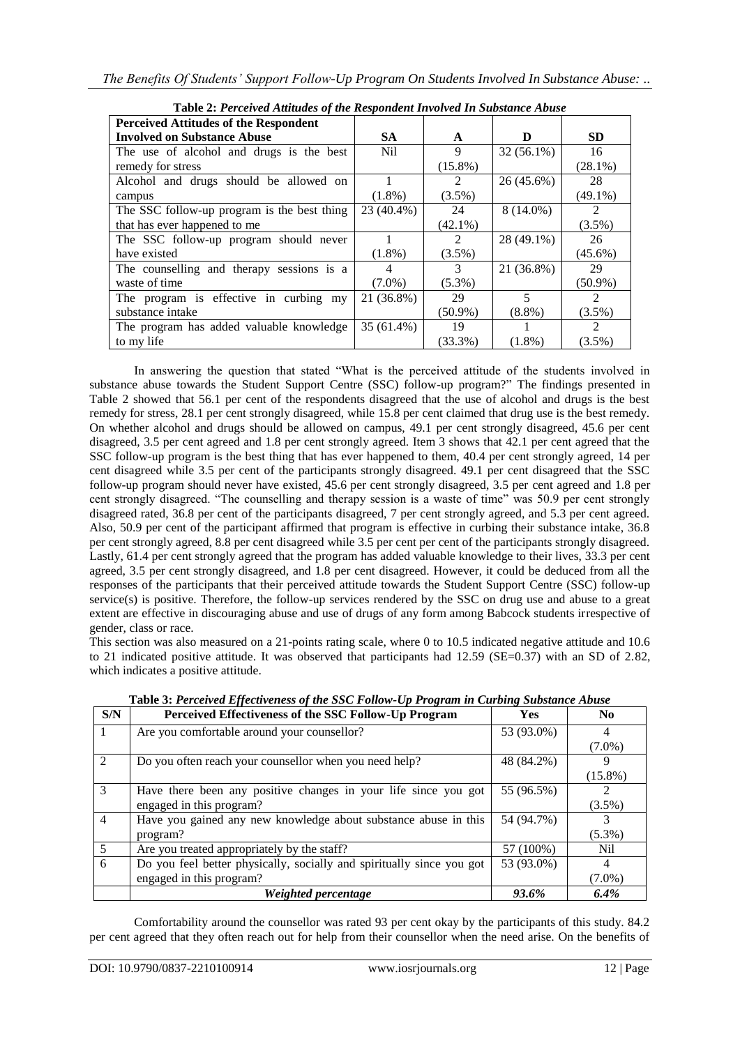**Table 2:** *Perceived Attitudes of the Respondent Involved In Substance Abuse*

| Perceived Attitudes of the Respondent Involved on Substance Abuse | SA | A | D | SD |
|---|---|---|---|---|
| The use of alcohol and drugs is the best remedy for stress | Nil | 9 (15.8%) | 32 (56.1%) | 16 (28.1%) |
| Alcohol and drugs should be allowed on campus | 1 (1.8%) | 2 (3.5%) | 26 (45.6%) | 28 (49.1%) |
| The SSC follow-up program is the best thing that has ever happened to me | 23 (40.4%) | 24 (42.1%) | 8 (14.0%) | 2 (3.5%) |
| The SSC follow-up program should never have existed | 1 (1.8%) | 2 (3.5%) | 28 (49.1%) | 26 (45.6%) |
| The counselling and therapy sessions is a waste of time | 4 (7.0%) | 3 (5.3%) | 21 (36.8%) | 29 (50.9%) |
| The program is effective in curbing my substance intake | 21 (36.8%) | 29 (50.9%) | 5 (8.8%) | 2 (3.5%) |
| The program has added valuable knowledge to my life | 35 (61.4%) | 19 (33.3%) | 1 (1.8%) | 2 (3.5%) |

In answering the question that stated "What is the perceived attitude of the students involved in substance abuse towards the Student Support Centre (SSC) follow-up program?" The findings presented in Table 2 showed that 56.1 per cent of the respondents disagreed that the use of alcohol and drugs is the best remedy for stress, 28.1 per cent strongly disagreed, while 15.8 per cent claimed that drug use is the best remedy. On whether alcohol and drugs should be allowed on campus, 49.1 per cent strongly disagreed, 45.6 per cent disagreed, 3.5 per cent agreed and 1.8 per cent strongly agreed. Item 3 shows that 42.1 per cent agreed that the SSC follow-up program is the best thing that has ever happened to them, 40.4 per cent strongly agreed, 14 per cent disagreed while 3.5 per cent of the participants strongly disagreed. 49.1 per cent disagreed that the SSC follow-up program should never have existed, 45.6 per cent strongly disagreed, 3.5 per cent agreed and 1.8 per cent strongly disagreed. "The counselling and therapy session is a waste of time" was 50.9 per cent strongly disagreed rated, 36.8 per cent of the participants disagreed, 7 per cent strongly agreed, and 5.3 per cent agreed. Also, 50.9 per cent of the participant affirmed that program is effective in curbing their substance intake, 36.8 per cent strongly agreed, 8.8 per cent disagreed while 3.5 per cent per cent of the participants strongly disagreed. Lastly, 61.4 per cent strongly agreed that the program has added valuable knowledge to their lives, 33.3 per cent agreed, 3.5 per cent strongly disagreed, and 1.8 per cent disagreed. However, it could be deduced from all the responses of the participants that their perceived attitude towards the Student Support Centre (SSC) follow-up service(s) is positive. Therefore, the follow-up services rendered by the SSC on drug use and abuse to a great extent are effective in discouraging abuse and use of drugs of any form among Babcock students irrespective of gender, class or race.

This section was also measured on a 21-points rating scale, where 0 to 10.5 indicated negative attitude and 10.6 to 21 indicated positive attitude. It was observed that participants had 12.59 (SE=0.37) with an SD of 2.82, which indicates a positive attitude.

**Table 3:** *Perceived Effectiveness of the SSC Follow-Up Program in Curbing Substance Abuse*

| S/N | Perceived Effectiveness of the SSC Follow-Up Program | Yes | No |
|---|---|---|---|
| 1 | Are you comfortable around your counsellor? | 53 (93.0%) | 4 (7.0%) |
| 2 | Do you often reach your counsellor when you need help? | 48 (84.2%) | 9 (15.8%) |
| 3 | Have there been any positive changes in your life since you got engaged in this program? | 55 (96.5%) | 2 (3.5%) |
| 4 | Have you gained any new knowledge about substance abuse in this program? | 54 (94.7%) | 3 (5.3%) |
| 5 | Are you treated appropriately by the staff? | 57 (100%) | Nil |
| 6 | Do you feel better physically, socially and spiritually since you got engaged in this program? | 53 (93.0%) | 4 (7.0%) |
| | ***Weighted percentage*** | ***93.6%*** | ***6.4%*** |

Comfortability around the counsellor was rated 93 per cent okay by the participants of this study. 84.2 per cent agreed that they often reach out for help from their counsellor when the need arise. On the benefits of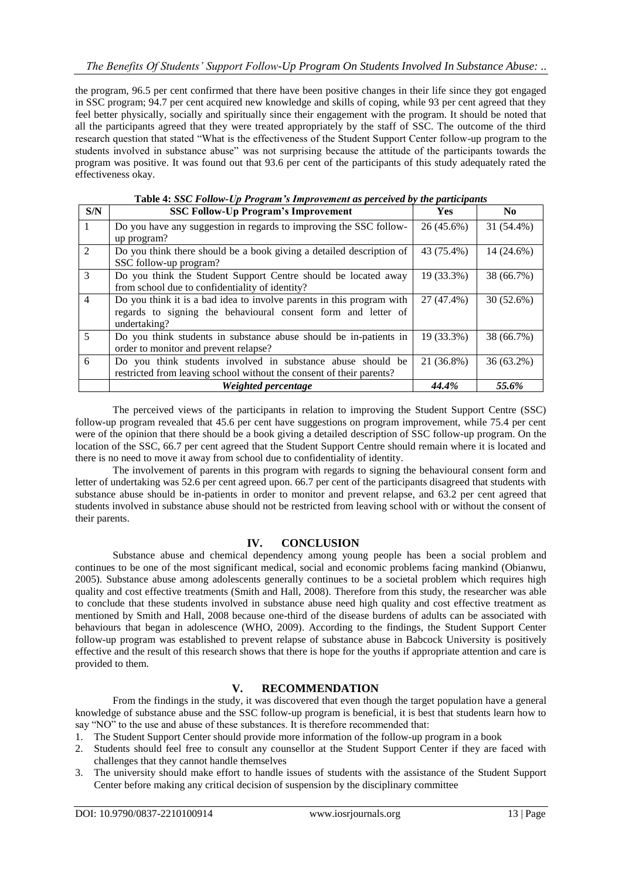the program, 96.5 per cent confirmed that there have been positive changes in their life since they got engaged in SSC program; 94.7 per cent acquired new knowledge and skills of coping, while 93 per cent agreed that they feel better physically, socially and spiritually since their engagement with the program. It should be noted that all the participants agreed that they were treated appropriately by the staff of SSC. The outcome of the third research question that stated "What is the effectiveness of the Student Support Center follow-up program to the students involved in substance abuse" was not surprising because the attitude of the participants towards the program was positive. It was found out that 93.6 per cent of the participants of this study adequately rated the effectiveness okay.

**Table 4:** *SSC Follow-Up Program's Improvement as perceived by the participants*

| S/N | SSC Follow-Up Program's Improvement | Yes | No |
|---|---|---|---|
| 1 | Do you have any suggestion in regards to improving the SSC follow-up program? | 26 (45.6%) | 31 (54.4%) |
| 2 | Do you think there should be a book giving a detailed description of SSC follow-up program? | 43 (75.4%) | 14 (24.6%) |
| 3 | Do you think the Student Support Centre should be located away from school due to confidentiality of identity? | 19 (33.3%) | 38 (66.7%) |
| 4 | Do you think it is a bad idea to involve parents in this program with regards to signing the behavioural consent form and letter of undertaking? | 27 (47.4%) | 30 (52.6%) |
| 5 | Do you think students in substance abuse should be in-patients in order to monitor and prevent relapse? | 19 (33.3%) | 38 (66.7%) |
| 6 | Do you think students involved in substance abuse should be restricted from leaving school without the consent of their parents? | 21 (36.8%) | 36 (63.2%) |
| | ***Weighted percentage*** | ***44.4%*** | ***55.6%*** |

The perceived views of the participants in relation to improving the Student Support Centre (SSC) follow-up program revealed that 45.6 per cent have suggestions on program improvement, while 75.4 per cent were of the opinion that there should be a book giving a detailed description of SSC follow-up program. On the location of the SSC, 66.7 per cent agreed that the Student Support Centre should remain where it is located and there is no need to move it away from school due to confidentiality of identity.

The involvement of parents in this program with regards to signing the behavioural consent form and letter of undertaking was 52.6 per cent agreed upon. 66.7 per cent of the participants disagreed that students with substance abuse should be in-patients in order to monitor and prevent relapse, and 63.2 per cent agreed that students involved in substance abuse should not be restricted from leaving school with or without the consent of their parents.

## IV. CONCLUSION

Substance abuse and chemical dependency among young people has been a social problem and continues to be one of the most significant medical, social and economic problems facing mankind (Obianwu, 2005). Substance abuse among adolescents generally continues to be a societal problem which requires high quality and cost effective treatments (Smith and Hall, 2008). Therefore from this study, the researcher was able to conclude that these students involved in substance abuse need high quality and cost effective treatment as mentioned by Smith and Hall, 2008 because one-third of the disease burdens of adults can be associated with behaviours that began in adolescence (WHO, 2009). According to the findings, the Student Support Center follow-up program was established to prevent relapse of substance abuse in Babcock University is positively effective and the result of this research shows that there is hope for the youths if appropriate attention and care is provided to them.

## V. RECOMMENDATION

From the findings in the study, it was discovered that even though the target population have a general knowledge of substance abuse and the SSC follow-up program is beneficial, it is best that students learn how to say "NO" to the use and abuse of these substances. It is therefore recommended that:

1. The Student Support Center should provide more information of the follow-up program in a book
2. Students should feel free to consult any counsellor at the Student Support Center if they are faced with challenges that they cannot handle themselves
3. The university should make effort to handle issues of students with the assistance of the Student Support Center before making any critical decision of suspension by the disciplinary committee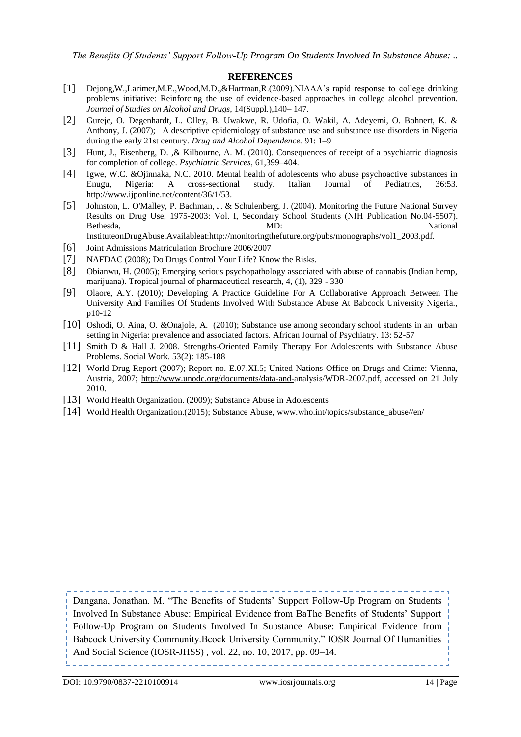## REFERENCES

[1] Dejong,W.,Larimer,M.E.,Wood,M.D.,&Hartman,R.(2009).NIAAA's rapid response to college drinking problems initiative: Reinforcing the use of evidence-based approaches in college alcohol prevention. *Journal of Studies on Alcohol and Drugs*, 14(Suppl.),140– 147.

[2] Gureje, O. Degenhardt, L. Olley, B. Uwakwe, R. Udofia, O. Wakil, A. Adeyemi, O. Bohnert, K. & Anthony, J. (2007); A descriptive epidemiology of substance use and substance use disorders in Nigeria during the early 21st century. *Drug and Alcohol Dependence.* 91: 1–9

[3] Hunt, J., Eisenberg, D. ,& Kilbourne, A. M. (2010). Consequences of receipt of a psychiatric diagnosis for completion of college. *Psychiatric Services*, 61,399–404.

[4] Igwe, W.C. &Ojinnaka, N.C. 2010. Mental health of adolescents who abuse psychoactive substances in Enugu, Nigeria: A cross-sectional study. Italian Journal of Pediatrics, 36:53. http://www.ijponline.net/content/36/1/53.

[5] Johnston, L. O'Malley, P. Bachman, J. & Schulenberg, J. (2004). Monitoring the Future National Survey Results on Drug Use, 1975-2003: Vol. I, Secondary School Students (NIH Publication No.04-5507). Bethesda, MD: National InstituteonDrugAbuse.Availableat:http://monitoringthefuture.org/pubs/monographs/vol1_2003.pdf.

[6] Joint Admissions Matriculation Brochure 2006/2007

[7] NAFDAC (2008); Do Drugs Control Your Life? Know the Risks.

[8] Obianwu, H. (2005); Emerging serious psychopathology associated with abuse of cannabis (Indian hemp, marijuana). Tropical journal of pharmaceutical research, 4, (1), 329 - 330

[9] Olaore, A.Y. (2010); Developing A Practice Guideline For A Collaborative Approach Between The University And Families Of Students Involved With Substance Abuse At Babcock University Nigeria., p10-12

[10] Oshodi, O. Aina, O. &Onajole, A. (2010); Substance use among secondary school students in an urban setting in Nigeria: prevalence and associated factors. African Journal of Psychiatry. 13: 52-57

[11] Smith D & Hall J. 2008. Strengths-Oriented Family Therapy For Adolescents with Substance Abuse Problems. Social Work. 53(2): 185-188

[12] World Drug Report (2007); Report no. E.07.XI.5; United Nations Office on Drugs and Crime: Vienna, Austria, 2007; http://www.unodc.org/documents/data-and-analysis/WDR-2007.pdf, accessed on 21 July 2010.

[13] World Health Organization. (2009); Substance Abuse in Adolescents

[14] World Health Organization.(2015); Substance Abuse, www.who.int/topics/substance_abuse//en/

Dangana, Jonathan. M. "The Benefits of Students' Support Follow-Up Program on Students Involved In Substance Abuse: Empirical Evidence from BaThe Benefits of Students' Support Follow-Up Program on Students Involved In Substance Abuse: Empirical Evidence from Babcock University Community.Bcock University Community." IOSR Journal Of Humanities And Social Science (IOSR-JHSS) , vol. 22, no. 10, 2017, pp. 09–14.